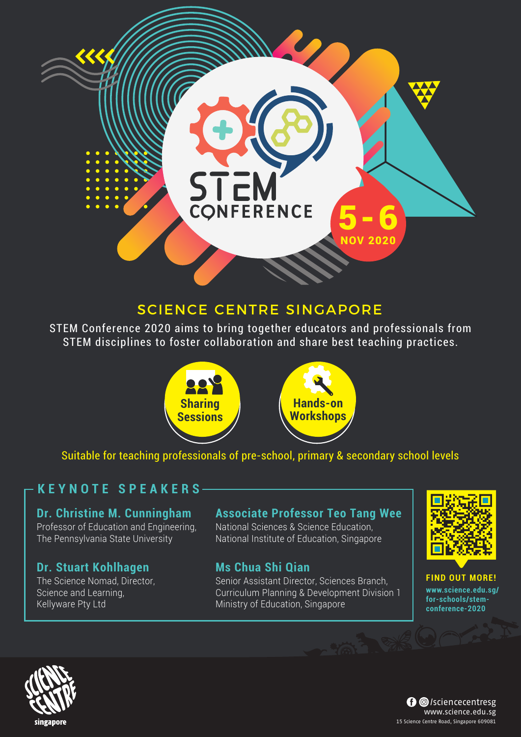# STEM CONFERENCE

**5 - 6 NOV 2020**

## SCIENCE CENTRE SINGAPORE

STEM Conference 2020 aims to bring together educators and professionals from STEM disciplines to foster collaboration and share best teaching practices.

**Sharing Sessions**

**Hands-on Workshops**

Suitable for teaching professionals of pre-school, primary & secondary school levels

## KEYNOTE SPEAKERS

**Dr. Christine M. Cunningham**
Professor of Education and Engineering,
The Pennsylvania State University

**Dr. Stuart Kohlhagen**
The Science Nomad, Director,
Science and Learning,
Kellyware Pty Ltd

**Associate Professor Teo Tang Wee**
National Sciences & Science Education,
National Institute of Education, Singapore

**Ms Chua Shi Qian**
Senior Assistant Director, Sciences Branch,
Curriculum Planning & Development Division 1
Ministry of Education, Singapore

**FIND OUT MORE!**
www.science.edu.sg/for-schools/stem-conference-2020

SCIENCE CENTRE singapore

/sciencecentresg
www.science.edu.sg
15 Science Centre Road, Singapore 609081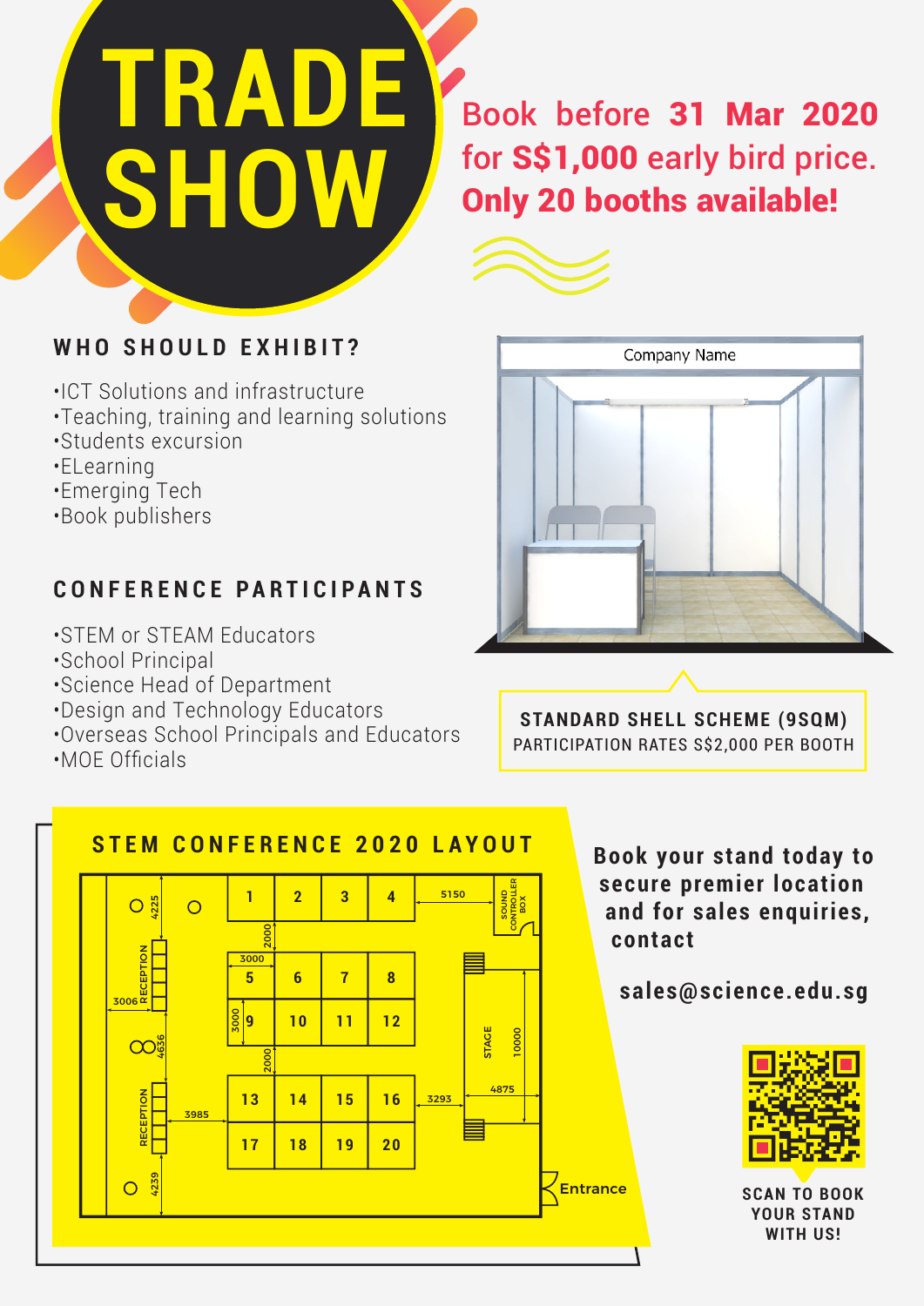# TRADE SHOW

**Book before 31 Mar 2020 for S$1,000 early bird price.**
**Only 20 booths available!**

## WHO SHOULD EXHIBIT?

- ICT Solutions and infrastructure
- Teaching, training and learning solutions
- Students excursion
- ELearning
- Emerging Tech
- Book publishers

## CONFERENCE PARTICIPANTS

- STEM or STEAM Educators
- School Principal
- Science Head of Department
- Design and Technology Educators
- Overseas School Principals and Educators
- MOE Officials

Company Name

**STANDARD SHELL SCHEME (9SQM)**
PARTICIPATION RATES S$2,000 PER BOOTH

## STEM CONFERENCE 2020 LAYOUT

1 2 3 4
5 6 7 8
9 10 11 12
13 14 15 16
17 18 19 20

RECEPTION
RECEPTION
STAGE
SOUND CONTROLLER BOX
Entrance

4225
3006
4636
4239
3985
2000
3000
3000
2000
5150
3293
4875
10000

**Book your stand today to secure premier location and for sales enquiries, contact**

**sales@science.edu.sg**

**SCAN TO BOOK YOUR STAND WITH US!**